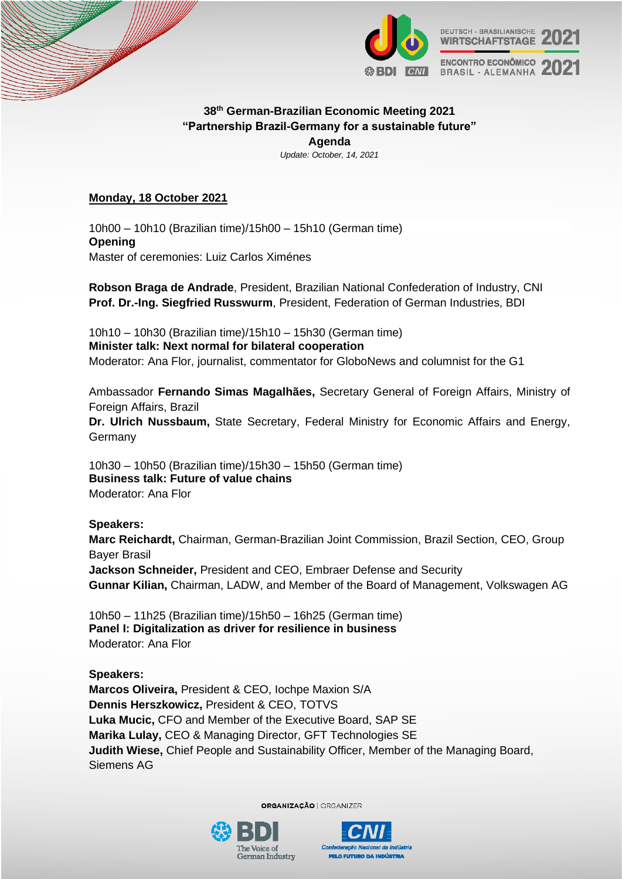# 38th German-Brazilian Economic Meeting 2021

## "Partnership Brazil-Germany for a sustainable future"

## Agenda

*Update: October, 14, 2021*

**Monday, 18 October 2021**

10h00 – 10h10 (Brazilian time)/15h00 – 15h10 (German time)
**Opening**
Master of ceremonies: Luiz Carlos Ximénes

**Robson Braga de Andrade**, President, Brazilian National Confederation of Industry, CNI
**Prof. Dr.-Ing. Siegfried Russwurm**, President, Federation of German Industries, BDI

10h10 – 10h30 (Brazilian time)/15h10 – 15h30 (German time)
**Minister talk: Next normal for bilateral cooperation**
Moderator: Ana Flor, journalist, commentator for GloboNews and columnist for the G1

Ambassador **Fernando Simas Magalhães,** Secretary General of Foreign Affairs, Ministry of Foreign Affairs, Brazil
**Dr. Ulrich Nussbaum,** State Secretary, Federal Ministry for Economic Affairs and Energy, Germany

10h30 – 10h50 (Brazilian time)/15h30 – 15h50 (German time)
**Business talk: Future of value chains**
Moderator: Ana Flor

**Speakers:**
**Marc Reichardt,** Chairman, German-Brazilian Joint Commission, Brazil Section, CEO, Group Bayer Brasil
**Jackson Schneider,** President and CEO, Embraer Defense and Security
**Gunnar Kilian,** Chairman, LADW, and Member of the Board of Management, Volkswagen AG

10h50 – 11h25 (Brazilian time)/15h50 – 16h25 (German time)
**Panel I: Digitalization as driver for resilience in business**
Moderator: Ana Flor

**Speakers:**
**Marcos Oliveira,** President & CEO, Iochpe Maxion S/A
**Dennis Herszkowicz,** President & CEO, TOTVS
**Luka Mucic,** CFO and Member of the Executive Board, SAP SE
**Marika Lulay,** CEO & Managing Director, GFT Technologies SE
**Judith Wiese,** Chief People and Sustainability Officer, Member of the Managing Board, Siemens AG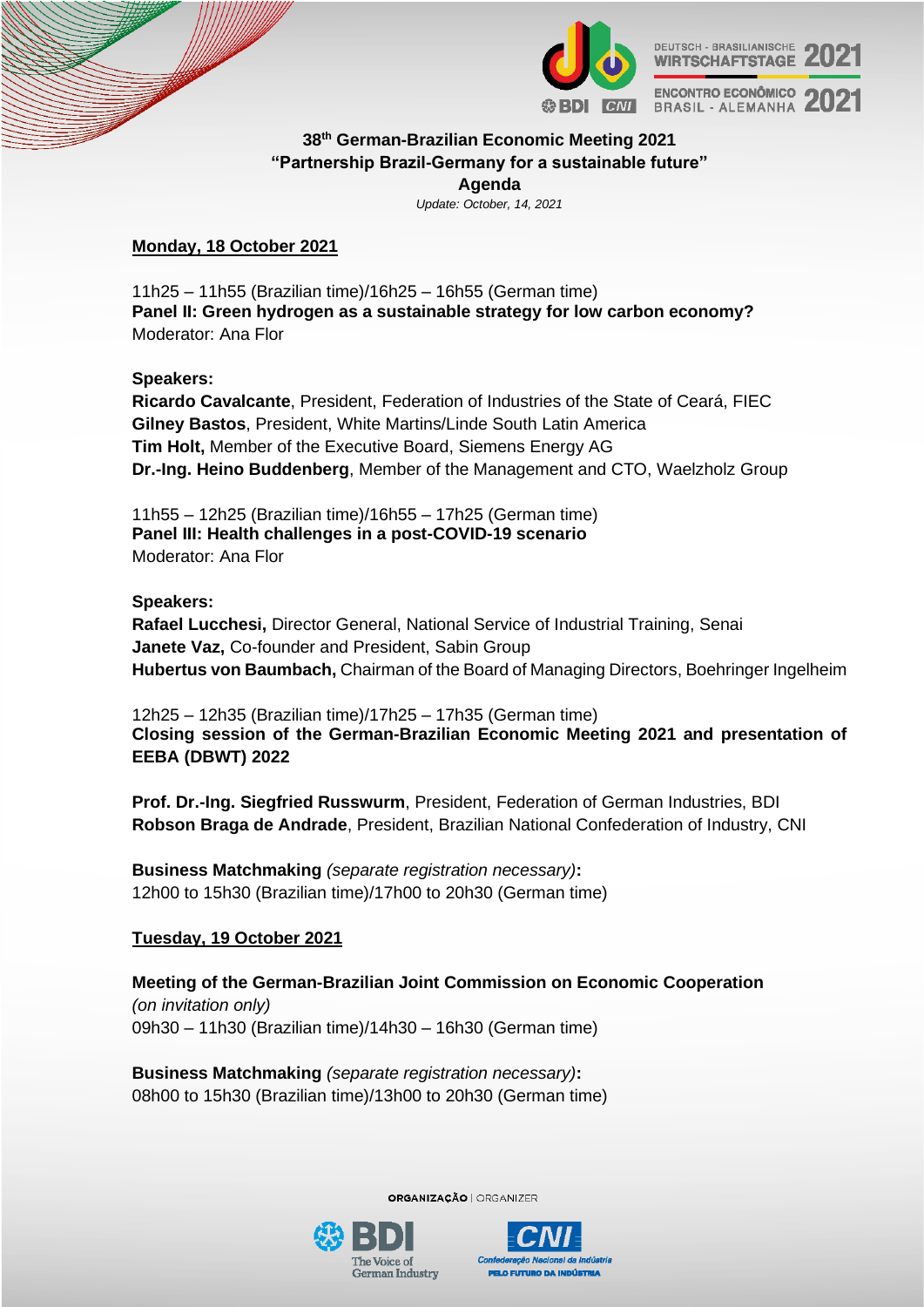### 38th German-Brazilian Economic Meeting 2021
### "Partnership Brazil-Germany for a sustainable future"
### Agenda

*Update: October, 14, 2021*

**Monday, 18 October 2021**

11h25 – 11h55 (Brazilian time)/16h25 – 16h55 (German time)
**Panel II: Green hydrogen as a sustainable strategy for low carbon economy?**
Moderator: Ana Flor

**Speakers:**
**Ricardo Cavalcante**, President, Federation of Industries of the State of Ceará, FIEC
**Gilney Bastos**, President, White Martins/Linde South Latin America
**Tim Holt,** Member of the Executive Board, Siemens Energy AG
**Dr.-Ing. Heino Buddenberg**, Member of the Management and CTO, Waelzholz Group

11h55 – 12h25 (Brazilian time)/16h55 – 17h25 (German time)
**Panel III: Health challenges in a post-COVID-19 scenario**
Moderator: Ana Flor

**Speakers:**
**Rafael Lucchesi,** Director General, National Service of Industrial Training, Senai
**Janete Vaz,** Co-founder and President, Sabin Group
**Hubertus von Baumbach,** Chairman of the Board of Managing Directors, Boehringer Ingelheim

12h25 – 12h35 (Brazilian time)/17h25 – 17h35 (German time)
**Closing session of the German-Brazilian Economic Meeting 2021 and presentation of EEBA (DBWT) 2022**

**Prof. Dr.-Ing. Siegfried Russwurm**, President, Federation of German Industries, BDI
**Robson Braga de Andrade**, President, Brazilian National Confederation of Industry, CNI

**Business Matchmaking** *(separate registration necessary)***:**
12h00 to 15h30 (Brazilian time)/17h00 to 20h30 (German time)

**Tuesday, 19 October 2021**

**Meeting of the German-Brazilian Joint Commission on Economic Cooperation**
*(on invitation only)*
09h30 – 11h30 (Brazilian time)/14h30 – 16h30 (German time)

**Business Matchmaking** *(separate registration necessary)***:**
08h00 to 15h30 (Brazilian time)/13h00 to 20h30 (German time)

ORGANIZAÇÃO | ORGANIZER